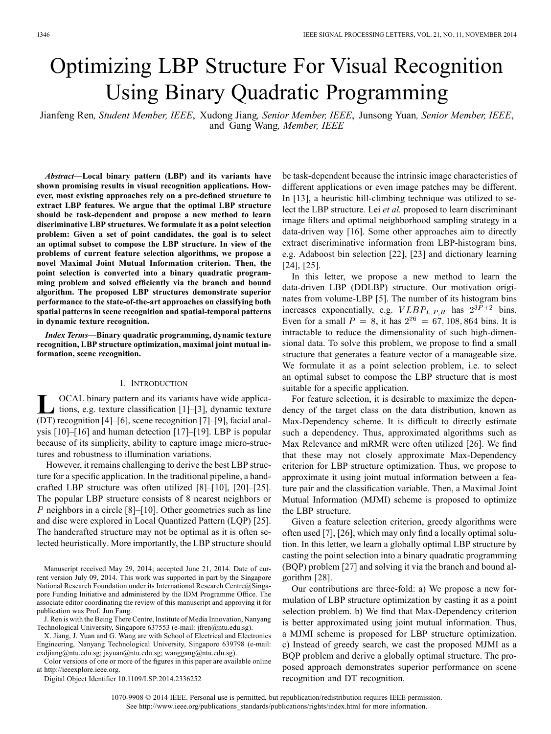// Optimizing LBP Structure For Visual Recognition Using Binary Quadratic Programming

Jianfeng Ren, *Student Member, IEEE*, Xudong Jiang, *Senior Member, IEEE*, Junsong Yuan, *Senior Member, IEEE*, and Gang Wang, *Member, IEEE*

***Abstract*—Local binary pattern (LBP) and its variants have shown promising results in visual recognition applications. However, most existing approaches rely on a pre-defined structure to extract LBP features. We argue that the optimal LBP structure should be task-dependent and propose a new method to learn discriminative LBP structures. We formulate it as a point selection problem: Given a set of point candidates, the goal is to select an optimal subset to compose the LBP structure. In view of the problems of current feature selection algorithms, we propose a novel Maximal Joint Mutual Information criterion. Then, the point selection is converted into a binary quadratic programming problem and solved efficiently via the branch and bound algorithm. The proposed LBP structures demonstrate superior performance to the state-of-the-art approaches on classifying both spatial patterns in scene recognition and spatial-temporal patterns in dynamic texture recognition.**

***Index Terms*—Binary quadratic programming, dynamic texture recognition, LBP structure optimization, maximal joint mutual information, scene recognition.**

## I. Introduction

Local binary pattern and its variants have wide applications, e.g. texture classification [1]–[3], dynamic texture (DT) recognition [4]–[6], scene recognition [7]–[9], facial analysis [10]–[16] and human detection [17]–[19]. LBP is popular because of its simplicity, ability to capture image micro-structures and robustness to illumination variations.

However, it remains challenging to derive the best LBP structure for a specific application. In the traditional pipeline, a handcrafted LBP structure was often utilized [8]–[10], [20]–[25]. The popular LBP structure consists of 8 nearest neighbors or $P$ neighbors in a circle [8]–[10]. Other geometries such as line and disc were explored in Local Quantized Pattern (LQP) [25]. The handcrafted structure may not be optimal as it is often selected heuristically. More importantly, the LBP structure should be task-dependent because the intrinsic image characteristics of different applications or even image patches may be different. In [13], a heuristic hill-climbing technique was utilized to select the LBP structure. Lei *et al.* proposed to learn discriminant image filters and optimal neighborhood sampling strategy in a data-driven way [16]. Some other approaches aim to directly extract discriminative information from LBP-histogram bins, e.g. Adaboost bin selection [22], [23] and dictionary learning [24], [25].

In this letter, we propose a new method to learn the data-driven LBP (DDLBP) structure. Our motivation originates from volume-LBP [5]. The number of its histogram bins increases exponentially, e.g. $VLBP_{L,P,R}$ has $2^{3P+2}$ bins. Even for a small $P = 8$, it has $2^{26} = 67,108,864$ bins. It is intractable to reduce the dimensionality of such high-dimensional data. To solve this problem, we propose to find a small structure that generates a feature vector of a manageable size. We formulate it as a point selection problem, i.e. to select an optimal subset to compose the LBP structure that is most suitable for a specific application.

For feature selection, it is desirable to maximize the dependency of the target class on the data distribution, known as Max-Dependency scheme. It is difficult to directly estimate such a dependency. Thus, approximated algorithms such as Max Relevance and mRMR were often utilized [26]. We find that these may not closely approximate Max-Dependency criterion for LBP structure optimization. Thus, we propose to approximate it using joint mutual information between a feature pair and the classification variable. Then, a Maximal Joint Mutual Information (MJMI) scheme is proposed to optimize the LBP structure.

Given a feature selection criterion, greedy algorithms were often used [7], [26], which may only find a locally optimal solution. In this letter, we learn a globally optimal LBP structure by casting the point selection into a binary quadratic programming (BQP) problem [27] and solving it via the branch and bound algorithm [28].

Our contributions are three-fold: a) We propose a new formulation of LBP structure optimization by casting it as a point selection problem. b) We find that Max-Dependency criterion is better approximated using joint mutual information. Thus, a MJMI scheme is proposed for LBP structure optimization. c) Instead of greedy search, we cast the proposed MJMI as a BQP problem and derive a globally optimal structure. The proposed approach demonstrates superior performance on scene recognition and DT recognition.

---

Manuscript received May 29, 2014; accepted June 21, 2014. Date of current version July 09, 2014. This work was supported in part by the Singapore National Research Foundation under its International Research Centre@Singapore Funding Initiative and administered by the IDM Programme Office. The associate editor coordinating the review of this manuscript and approving it for publication was Prof. Jun Fang.

J. Ren is with the Being There Centre, Institute of Media Innovation, Nanyang Technological University, Singapore 637553 (e-mail: jfren@ntu.edu.sg).

X. Jiang, J. Yuan and G. Wang are with School of Electrical and Electronics Engineering, Nanyang Technological University, Singapore 639798 (e-mail: exdjiang@ntu.edu.sg; jsyuan@ntu.edu.sg; wanggang@ntu.edu.sg).

Color versions of one or more of the figures in this paper are available online at http://ieeexplore.ieee.org.

Digital Object Identifier 10.1109/LSP.2014.2336252

1070-9908 © 2014 IEEE. Personal use is permitted, but republication/redistribution requires IEEE permission. See http://www.ieee.org/publications_standards/publications/rights/index.html for more information.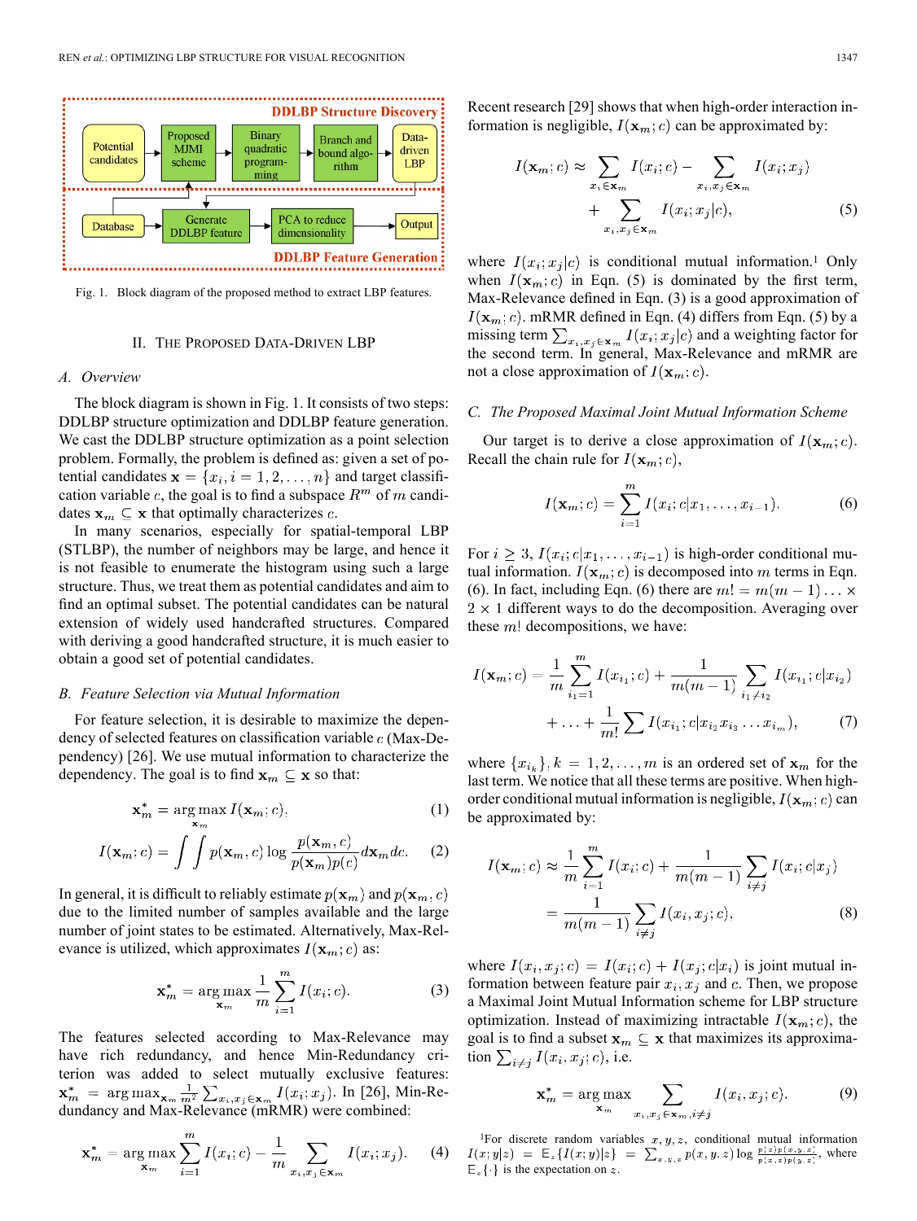Fig. 1. Block diagram of the proposed method to extract LBP features.

## II. The Proposed Data-Driven LBP

### A. Overview

The block diagram is shown in Fig. 1. It consists of two steps: DDLBP structure optimization and DDLBP feature generation. We cast the DDLBP structure optimization as a point selection problem. Formally, the problem is defined as: given a set of potential candidates $\mathbf{x} = \{x_i, i = 1, 2, \ldots, n\}$ and target classification variable $c$, the goal is to find a subspace $R^m$ of $m$ candidates $\mathbf{x}_m \subseteq \mathbf{x}$ that optimally characterizes $c$.

In many scenarios, especially for spatial-temporal LBP (STLBP), the number of neighbors may be large, and hence it is not feasible to enumerate the histogram using such a large structure. Thus, we treat them as potential candidates and aim to find an optimal subset. The potential candidates can be natural extension of widely used handcrafted structures. Compared with deriving a good handcrafted structure, it is much easier to obtain a good set of potential candidates.

### B. Feature Selection via Mutual Information

For feature selection, it is desirable to maximize the dependency of selected features on classification variable $c$ (Max-Dependency) [26]. We use mutual information to characterize the dependency. The goal is to find $\mathbf{x}_m \subseteq \mathbf{x}$ so that:

$$\mathbf{x}_m^* = \arg\max_{\mathbf{x}_m} I(\mathbf{x}_m; c), \tag{1}$$

$$I(\mathbf{x}_m; c) = \int\int p(\mathbf{x}_m, c) \log \frac{p(\mathbf{x}_m, c)}{p(\mathbf{x}_m)p(c)} d\mathbf{x}_m dc. \tag{2}$$

In general, it is difficult to reliably estimate $p(\mathbf{x}_m)$ and $p(\mathbf{x}_m, c)$ due to the limited number of samples available and the large number of joint states to be estimated. Alternatively, Max-Relevance is utilized, which approximates $I(\mathbf{x}_m; c)$ as:

$$\mathbf{x}_m^* = \arg\max_{\mathbf{x}_m} \frac{1}{m} \sum_{i=1}^{m} I(x_i; c). \tag{3}$$

The features selected according to Max-Relevance may have rich redundancy, and hence Min-Redundancy criterion was added to select mutually exclusive features: $\mathbf{x}_m^* = \arg\max_{\mathbf{x}_m} \frac{1}{m^2} \sum_{x_i, x_j \in \mathbf{x}_m} I(x_i; x_j)$. In [26], Min-Redundancy and Max-Relevance (mRMR) were combined:

$$\mathbf{x}_m^* = \arg\max_{\mathbf{x}_m} \sum_{i=1}^{m} I(x_i; c) - \frac{1}{m} \sum_{x_i, x_j \in \mathbf{x}_m} I(x_i; x_j). \tag{4}$$

Recent research [29] shows that when high-order interaction information is negligible, $I(\mathbf{x}_m; c)$ can be approximated by:

$$I(\mathbf{x}_m; c) \approx \sum_{x_i \in \mathbf{x}_m} I(x_i; c) - \sum_{x_i, x_j \in \mathbf{x}_m} I(x_i; x_j) + \sum_{x_i, x_j \in \mathbf{x}_m} I(x_i; x_j | c), \tag{5}$$

where $I(x_i; x_j|c)$ is conditional mutual information.[1] Only when $I(\mathbf{x}_m; c)$ in Eqn. (5) is dominated by the first term, Max-Relevance defined in Eqn. (3) is a good approximation of $I(\mathbf{x}_m; c)$. mRMR defined in Eqn. (4) differs from Eqn. (5) by a missing term $\sum_{x_i, x_j \in \mathbf{x}_m} I(x_i; x_j|c)$ and a weighting factor for the second term. In general, Max-Relevance and mRMR are not a close approximation of $I(\mathbf{x}_m; c)$.

### C. The Proposed Maximal Joint Mutual Information Scheme

Our target is to derive a close approximation of $I(\mathbf{x}_m; c)$. Recall the chain rule for $I(\mathbf{x}_m; c)$,

$$I(\mathbf{x}_m; c) = \sum_{i=1}^{m} I(x_i; c | x_1, \ldots, x_{i-1}). \tag{6}$$

For $i \geq 3$, $I(x_i; c|x_1, \ldots, x_{i-1})$ is high-order conditional mutual information. $I(\mathbf{x}_m; c)$ is decomposed into $m$ terms in Eqn. (6). In fact, including Eqn. (6) there are $m! = m(m-1) \ldots \times 2 \times 1$ different ways to do the decomposition. Averaging over these $m!$ decompositions, we have:

$$I(\mathbf{x}_m; c) = \frac{1}{m} \sum_{i_1=1}^{m} I(x_{i_1}; c) + \frac{1}{m(m-1)} \sum_{i_1 \neq i_2} I(x_{i_1}; c | x_{i_2}) + \ldots + \frac{1}{m!} \sum I(x_{i_1}; c | x_{i_2} x_{i_3} \ldots x_{i_m}), \tag{7}$$

where $\{x_{i_k}\}, k = 1, 2, \ldots, m$ is an ordered set of $\mathbf{x}_m$ for the last term. We notice that all these terms are positive. When high-order conditional mutual information is negligible, $I(\mathbf{x}_m; c)$ can be approximated by:

$$I(\mathbf{x}_m; c) \approx \frac{1}{m} \sum_{i=1}^{m} I(x_i; c) + \frac{1}{m(m-1)} \sum_{i \neq j} I(x_i; c | x_j) = \frac{1}{m(m-1)} \sum_{i \neq j} I(x_i, x_j; c), \tag{8}$$

where $I(x_i, x_j; c) = I(x_i; c) + I(x_j; c|x_i)$ is joint mutual information between feature pair $x_i, x_j$ and $c$. Then, we propose a Maximal Joint Mutual Information scheme for LBP structure optimization. Instead of maximizing intractable $I(\mathbf{x}_m; c)$, the goal is to find a subset $\mathbf{x}_m \subseteq \mathbf{x}$ that maximizes its approximation $\sum_{i \neq j} I(x_i, x_j; c)$, i.e.

$$\mathbf{x}_m^* = \arg\max_{\mathbf{x}_m} \sum_{x_i, x_j \in \mathbf{x}_m, i \neq j} I(x_i, x_j; c). \tag{9}$$

[1] For discrete random variables $x, y, z$, conditional mutual information $I(x; y|z) = \mathbb{E}_z\{I(x; y)|z\} = \sum_{x,y,z} p(x, y, z) \log \frac{p(z)p(x,y,z)}{p(x,z)p(y,z)}$, where $\mathbb{E}_z\{\cdot\}$ is the expectation on $z$.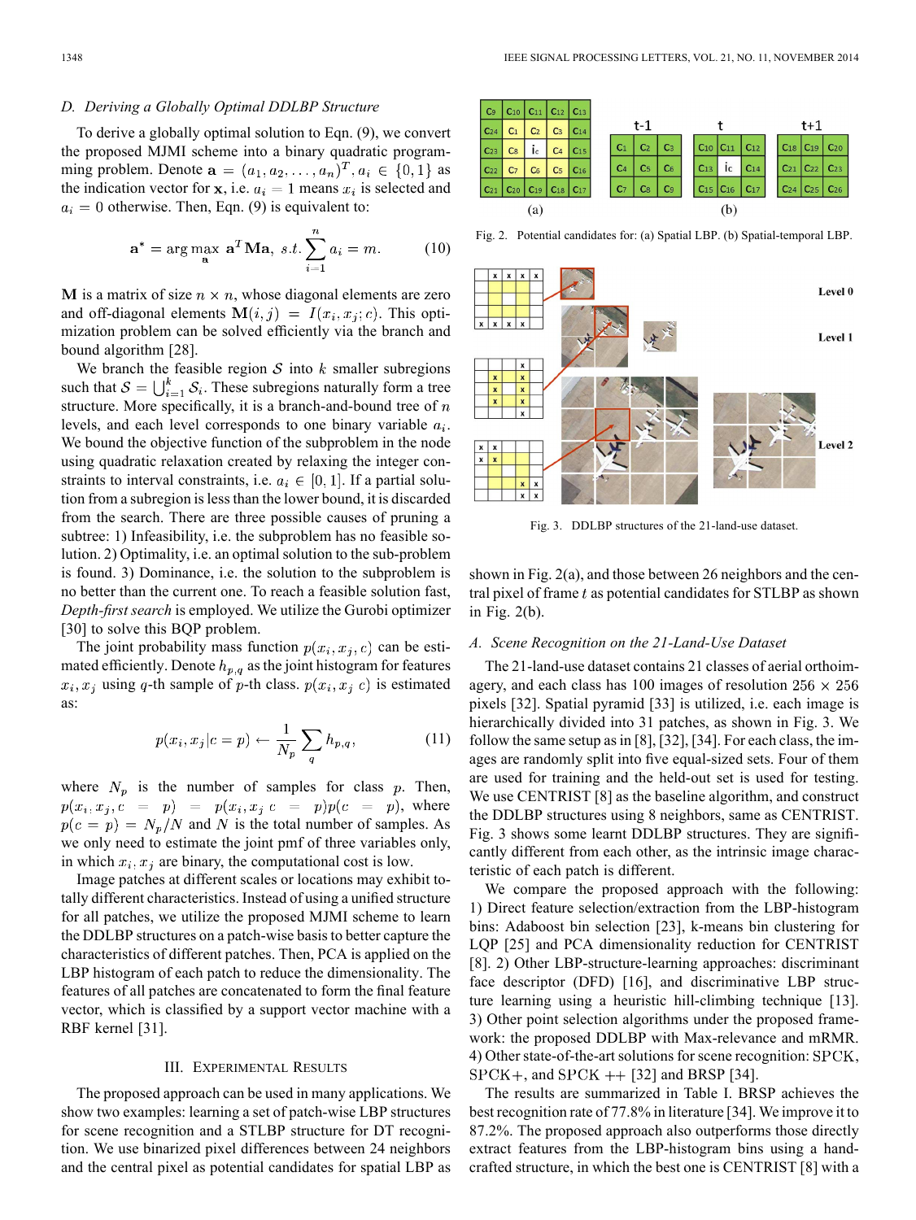### D. Deriving a Globally Optimal DDLBP Structure

To derive a globally optimal solution to Eqn. (9), we convert the proposed MJMI scheme into a binary quadratic programming problem. Denote $\mathbf{a} = (a_1, a_2, \ldots, a_n)^T, a_i \in \{0, 1\}$ as the indication vector for $\mathbf{x}$, i.e. $a_i = 1$ means $x_i$ is selected and $a_i = 0$ otherwise. Then, Eqn. (9) is equivalent to:

$$\mathbf{a}^* = \arg\max_{\mathbf{a}} \mathbf{a}^T \mathbf{M} \mathbf{a}, \; s.t. \sum_{i=1}^{n} a_i = m. \tag{10}$$

$\mathbf{M}$ is a matrix of size $n \times n$, whose diagonal elements are zero and off-diagonal elements $\mathbf{M}(i,j) = I(x_i, x_j; c)$. This optimization problem can be solved efficiently via the branch and bound algorithm [28].

We branch the feasible region $\mathcal{S}$ into $k$ smaller subregions such that $\mathcal{S} = \bigcup_{i=1}^{k} \mathcal{S}_i$. These subregions naturally form a tree structure. More specifically, it is a branch-and-bound tree of $n$ levels, and each level corresponds to one binary variable $a_i$. We bound the objective function of the subproblem in the node using quadratic relaxation created by relaxing the integer constraints to interval constraints, i.e. $a_i \in [0, 1]$. If a partial solution from a subregion is less than the lower bound, it is discarded from the search. There are three possible causes of pruning a subtree: 1) Infeasibility, i.e. the subproblem has no feasible solution. 2) Optimality, i.e. an optimal solution to the sub-problem is found. 3) Dominance, i.e. the solution to the subproblem is no better than the current one. To reach a feasible solution fast, *Depth-first search* is employed. We utilize the Gurobi optimizer [30] to solve this BQP problem.

The joint probability mass function $p(x_i, x_j, c)$ can be estimated efficiently. Denote $h_{p,q}$ as the joint histogram for features $x_i, x_j$ using $q$-th sample of $p$-th class. $p(x_i, x_j \, c)$ is estimated as:

$$p(x_i, x_j | c = p) \leftarrow \frac{1}{N_p} \sum_q h_{p,q}, \tag{11}$$

where $N_p$ is the number of samples for class $p$. Then, $p(x_i, x_j, c = p) = p(x_i, x_j \, c = p) p(c = p)$, where $p(c = p) = N_p / N$ and $N$ is the total number of samples. As we only need to estimate the joint pmf of three variables only, in which $x_i, x_j$ are binary, the computational cost is low.

Image patches at different scales or locations may exhibit totally different characteristics. Instead of using a unified structure for all patches, we utilize the proposed MJMI scheme to learn the DDLBP structures on a patch-wise basis to better capture the characteristics of different patches. Then, PCA is applied on the LBP histogram of each patch to reduce the dimensionality. The features of all patches are concatenated to form the final feature vector, which is classified by a support vector machine with a RBF kernel [31].

## III. Experimental Results

The proposed approach can be used in many applications. We show two examples: learning a set of patch-wise LBP structures for scene recognition and a STLBP structure for DT recognition. We use binarized pixel differences between 24 neighbors and the central pixel as potential candidates for spatial LBP as shown in Fig. 2(a), and those between 26 neighbors and the central pixel of frame $t$ as potential candidates for STLBP as shown in Fig. 2(b).

Fig. 2. Potential candidates for: (a) Spatial LBP. (b) Spatial-temporal LBP.

Fig. 3. DDLBP structures of the 21-land-use dataset.

### A. Scene Recognition on the 21-Land-Use Dataset

The 21-land-use dataset contains 21 classes of aerial orthoimagery, and each class has 100 images of resolution $256 \times 256$ pixels [32]. Spatial pyramid [33] is utilized, i.e. each image is hierarchically divided into 31 patches, as shown in Fig. 3. We follow the same setup as in [8], [32], [34]. For each class, the images are randomly split into five equal-sized sets. Four of them are used for training and the held-out set is used for testing. We use CENTRIST [8] as the baseline algorithm, and construct the DDLBP structures using 8 neighbors, same as CENTRIST. Fig. 3 shows some learnt DDLBP structures. They are significantly different from each other, as the intrinsic image characteristic of each patch is different.

We compare the proposed approach with the following: 1) Direct feature selection/extraction from the LBP-histogram bins: Adaboost bin selection [23], k-means bin clustering for LQP [25] and PCA dimensionality reduction for CENTRIST [8]. 2) Other LBP-structure-learning approaches: discriminant face descriptor (DFD) [16], and discriminative LBP structure learning using a heuristic hill-climbing technique [13]. 3) Other point selection algorithms under the proposed framework: the proposed DDLBP with Max-relevance and mRMR. 4) Other state-of-the-art solutions for scene recognition: SPCK, SPCK+, and SPCK ++ [32] and BRSP [34].

The results are summarized in Table I. BRSP achieves the best recognition rate of 77.8% in literature [34]. We improve it to 87.2%. The proposed approach also outperforms those directly extract features from the LBP-histogram bins using a handcrafted structure, in which the best one is CENTRIST [8] with a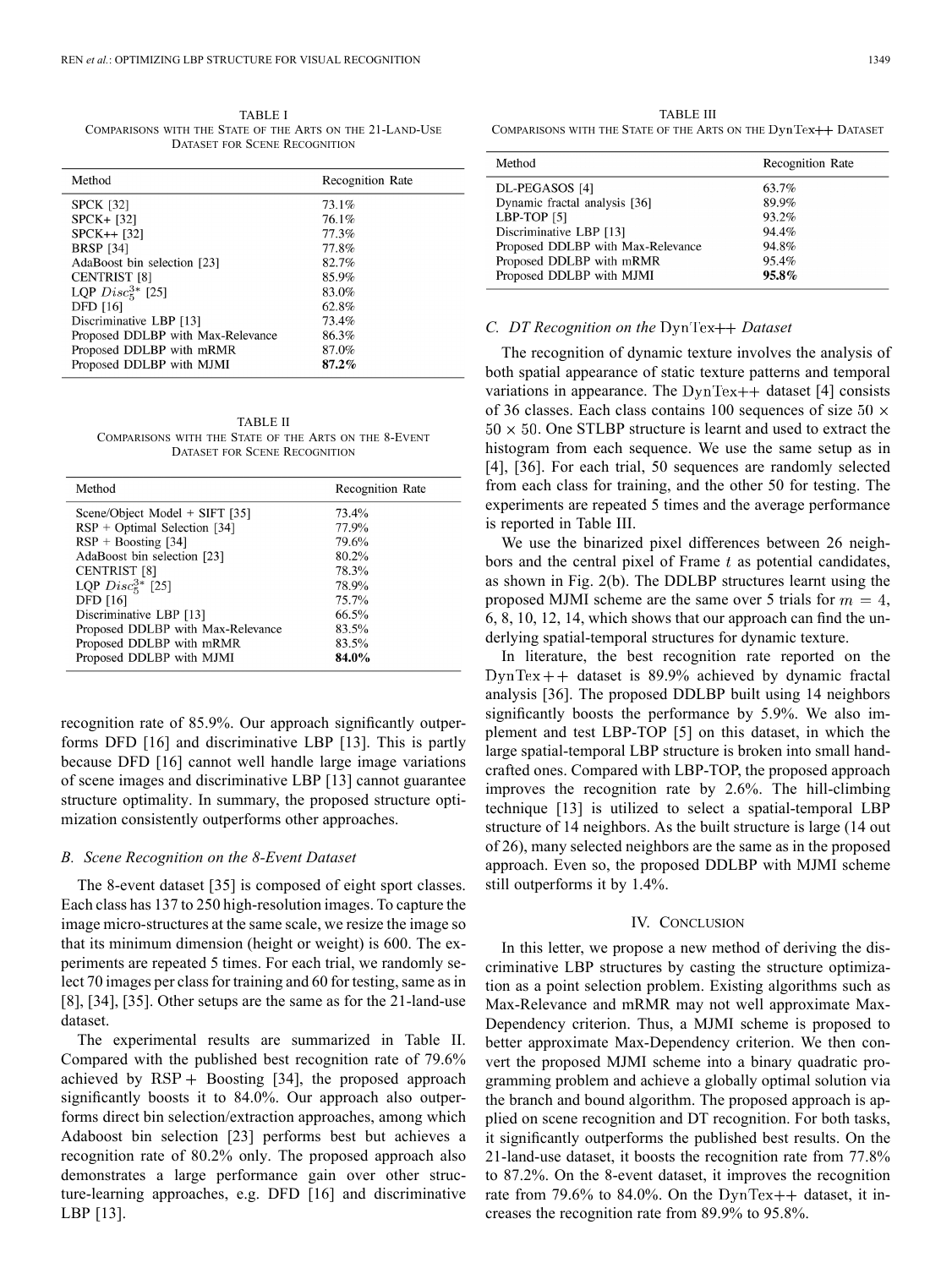TABLE I
COMPARISONS WITH THE STATE OF THE ARTS ON THE 21-LAND-USE DATASET FOR SCENE RECOGNITION

| Method | Recognition Rate |
|---|---|
| SPCK [32] | 73.1% |
| SPCK+ [32] | 76.1% |
| SPCK++ [32] | 77.3% |
| BRSP [34] | 77.8% |
| AdaBoost bin selection [23] | 82.7% |
| CENTRIST [8] | 85.9% |
| LQP $Disc_5^{3*}$ [25] | 83.0% |
| DFD [16] | 62.8% |
| Discriminative LBP [13] | 73.4% |
| Proposed DDLBP with Max-Relevance | 86.3% |
| Proposed DDLBP with mRMR | 87.0% |
| Proposed DDLBP with MJMI | **87.2%** |

TABLE II
COMPARISONS WITH THE STATE OF THE ARTS ON THE 8-EVENT DATASET FOR SCENE RECOGNITION

| Method | Recognition Rate |
|---|---|
| Scene/Object Model + SIFT [35] | 73.4% |
| RSP + Optimal Selection [34] | 77.9% |
| RSP + Boosting [34] | 79.6% |
| AdaBoost bin selection [23] | 80.2% |
| CENTRIST [8] | 78.3% |
| LQP $Disc_5^{3*}$ [25] | 78.9% |
| DFD [16] | 75.7% |
| Discriminative LBP [13] | 66.5% |
| Proposed DDLBP with Max-Relevance | 83.5% |
| Proposed DDLBP with mRMR | 83.5% |
| Proposed DDLBP with MJMI | **84.0%** |

recognition rate of 85.9%. Our approach significantly outperforms DFD [16] and discriminative LBP [13]. This is partly because DFD [16] cannot well handle large image variations of scene images and discriminative LBP [13] cannot guarantee structure optimality. In summary, the proposed structure optimization consistently outperforms other approaches.

### B. Scene Recognition on the 8-Event Dataset

The 8-event dataset [35] is composed of eight sport classes. Each class has 137 to 250 high-resolution images. To capture the image micro-structures at the same scale, we resize the image so that its minimum dimension (height or weight) is 600. The experiments are repeated 5 times. For each trial, we randomly select 70 images per class for training and 60 for testing, same as in [8], [34], [35]. Other setups are the same as for the 21-land-use dataset.

The experimental results are summarized in Table II. Compared with the published best recognition rate of 79.6% achieved by RSP + Boosting [34], the proposed approach significantly boosts it to 84.0%. Our approach also outperforms direct bin selection/extraction approaches, among which Adaboost bin selection [23] performs best but achieves a recognition rate of 80.2% only. The proposed approach also demonstrates a large performance gain over other structure-learning approaches, e.g. DFD [16] and discriminative LBP [13].

TABLE III
COMPARISONS WITH THE STATE OF THE ARTS ON THE DynTex++ DATASET

| Method | Recognition Rate |
|---|---|
| DL-PEGASOS [4] | 63.7% |
| Dynamic fractal analysis [36] | 89.9% |
| LBP-TOP [5] | 93.2% |
| Discriminative LBP [13] | 94.4% |
| Proposed DDLBP with Max-Relevance | 94.8% |
| Proposed DDLBP with mRMR | 95.4% |
| Proposed DDLBP with MJMI | **95.8%** |

### C. DT Recognition on the DynTex++ Dataset

The recognition of dynamic texture involves the analysis of both spatial appearance of static texture patterns and temporal variations in appearance. The DynTex++ dataset [4] consists of 36 classes. Each class contains 100 sequences of size $50 \times 50 \times 50$. One STLBP structure is learnt and used to extract the histogram from each sequence. We use the same setup as in [4], [36]. For each trial, 50 sequences are randomly selected from each class for training, and the other 50 for testing. The experiments are repeated 5 times and the average performance is reported in Table III.

We use the binarized pixel differences between 26 neighbors and the central pixel of Frame $t$ as potential candidates, as shown in Fig. 2(b). The DDLBP structures learnt using the proposed MJMI scheme are the same over 5 trials for $m = 4$, 6, 8, 10, 12, 14, which shows that our approach can find the underlying spatial-temporal structures for dynamic texture.

In literature, the best recognition rate reported on the DynTex++ dataset is 89.9% achieved by dynamic fractal analysis [36]. The proposed DDLBP built using 14 neighbors significantly boosts the performance by 5.9%. We also implement and test LBP-TOP [5] on this dataset, in which the large spatial-temporal LBP structure is broken into small handcrafted ones. Compared with LBP-TOP, the proposed approach improves the recognition rate by 2.6%. The hill-climbing technique [13] is utilized to select a spatial-temporal LBP structure of 14 neighbors. As the built structure is large (14 out of 26), many selected neighbors are the same as in the proposed approach. Even so, the proposed DDLBP with MJMI scheme still outperforms it by 1.4%.

## IV. CONCLUSION

In this letter, we propose a new method of deriving the discriminative LBP structures by casting the structure optimization as a point selection problem. Existing algorithms such as Max-Relevance and mRMR may not well approximate Max-Dependency criterion. Thus, a MJMI scheme is proposed to better approximate Max-Dependency criterion. We then convert the proposed MJMI scheme into a binary quadratic programming problem and achieve a globally optimal solution via the branch and bound algorithm. The proposed approach is applied on scene recognition and DT recognition. For both tasks, it significantly outperforms the published best results. On the 21-land-use dataset, it boosts the recognition rate from 77.8% to 87.2%. On the 8-event dataset, it improves the recognition rate from 79.6% to 84.0%. On the DynTex++ dataset, it increases the recognition rate from 89.9% to 95.8%.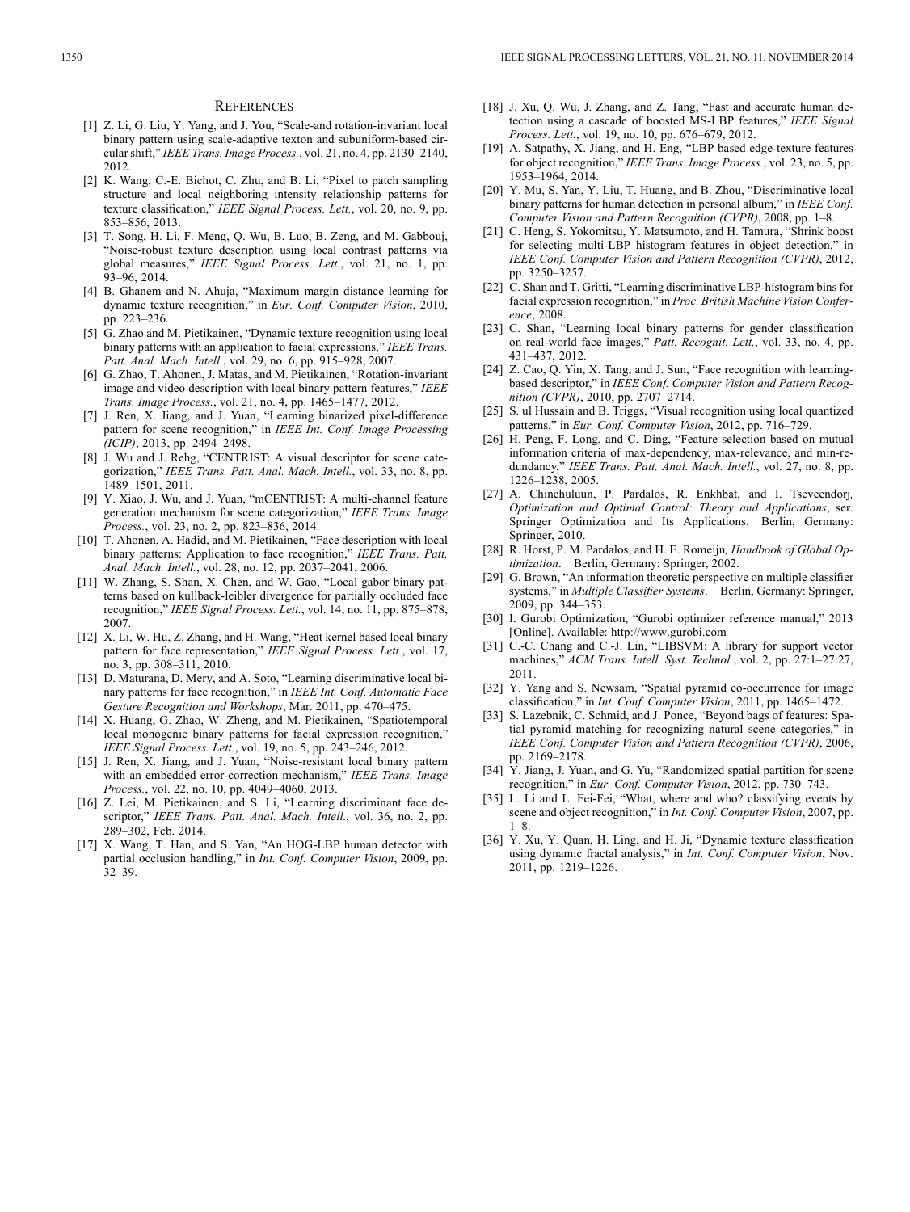## References

[1] Z. Li, G. Liu, Y. Yang, and J. You, "Scale-and rotation-invariant local binary pattern using scale-adaptive texton and subuniform-based circular shift," *IEEE Trans. Image Process.*, vol. 21, no. 4, pp. 2130–2140, 2012.

[2] K. Wang, C.-E. Bichot, C. Zhu, and B. Li, "Pixel to patch sampling structure and local neighboring intensity relationship patterns for texture classification," *IEEE Signal Process. Lett.*, vol. 20, no. 9, pp. 853–856, 2013.

[3] T. Song, H. Li, F. Meng, Q. Wu, B. Luo, B. Zeng, and M. Gabbouj, "Noise-robust texture description using local contrast patterns via global measures," *IEEE Signal Process. Lett.*, vol. 21, no. 1, pp. 93–96, 2014.

[4] B. Ghanem and N. Ahuja, "Maximum margin distance learning for dynamic texture recognition," in *Eur. Conf. Computer Vision*, 2010, pp. 223–236.

[5] G. Zhao and M. Pietikainen, "Dynamic texture recognition using local binary patterns with an application to facial expressions," *IEEE Trans. Patt. Anal. Mach. Intell.*, vol. 29, no. 6, pp. 915–928, 2007.

[6] G. Zhao, T. Ahonen, J. Matas, and M. Pietikainen, "Rotation-invariant image and video description with local binary pattern features," *IEEE Trans. Image Process.*, vol. 21, no. 4, pp. 1465–1477, 2012.

[7] J. Ren, X. Jiang, and J. Yuan, "Learning binarized pixel-difference pattern for scene recognition," in *IEEE Int. Conf. Image Processing (ICIP)*, 2013, pp. 2494–2498.

[8] J. Wu and J. Rehg, "CENTRIST: A visual descriptor for scene categorization," *IEEE Trans. Patt. Anal. Mach. Intell.*, vol. 33, no. 8, pp. 1489–1501, 2011.

[9] Y. Xiao, J. Wu, and J. Yuan, "mCENTRIST: A multi-channel feature generation mechanism for scene categorization," *IEEE Trans. Image Process.*, vol. 23, no. 2, pp. 823–836, 2014.

[10] T. Ahonen, A. Hadid, and M. Pietikainen, "Face description with local binary patterns: Application to face recognition," *IEEE Trans. Patt. Anal. Mach. Intell.*, vol. 28, no. 12, pp. 2037–2041, 2006.

[11] W. Zhang, S. Shan, X. Chen, and W. Gao, "Local gabor binary patterns based on kullback-leibler divergence for partially occluded face recognition," *IEEE Signal Process. Lett.*, vol. 14, no. 11, pp. 875–878, 2007.

[12] X. Li, W. Hu, Z. Zhang, and H. Wang, "Heat kernel based local binary pattern for face representation," *IEEE Signal Process. Lett.*, vol. 17, no. 3, pp. 308–311, 2010.

[13] D. Maturana, D. Mery, and A. Soto, "Learning discriminative local binary patterns for face recognition," in *IEEE Int. Conf. Automatic Face Gesture Recognition and Workshops*, Mar. 2011, pp. 470–475.

[14] X. Huang, G. Zhao, W. Zheng, and M. Pietikainen, "Spatiotemporal local monogenic binary patterns for facial expression recognition," *IEEE Signal Process. Lett.*, vol. 19, no. 5, pp. 243–246, 2012.

[15] J. Ren, X. Jiang, and J. Yuan, "Noise-resistant local binary pattern with an embedded error-correction mechanism," *IEEE Trans. Image Process.*, vol. 22, no. 10, pp. 4049–4060, 2013.

[16] Z. Lei, M. Pietikainen, and S. Li, "Learning discriminant face descriptor," *IEEE Trans. Patt. Anal. Mach. Intell.*, vol. 36, no. 2, pp. 289–302, Feb. 2014.

[17] X. Wang, T. Han, and S. Yan, "An HOG-LBP human detector with partial occlusion handling," in *Int. Conf. Computer Vision*, 2009, pp. 32–39.

[18] J. Xu, Q. Wu, J. Zhang, and Z. Tang, "Fast and accurate human detection using a cascade of boosted MS-LBP features," *IEEE Signal Process. Lett.*, vol. 19, no. 10, pp. 676–679, 2012.

[19] A. Satpathy, X. Jiang, and H. Eng, "LBP based edge-texture features for object recognition," *IEEE Trans. Image Process.*, vol. 23, no. 5, pp. 1953–1964, 2014.

[20] Y. Mu, S. Yan, Y. Liu, T. Huang, and B. Zhou, "Discriminative local binary patterns for human detection in personal album," in *IEEE Conf. Computer Vision and Pattern Recognition (CVPR)*, 2008, pp. 1–8.

[21] C. Heng, S. Yokomitsu, Y. Matsumoto, and H. Tamura, "Shrink boost for selecting multi-LBP histogram features in object detection," in *IEEE Conf. Computer Vision and Pattern Recognition (CVPR)*, 2012, pp. 3250–3257.

[22] C. Shan and T. Gritti, "Learning discriminative LBP-histogram bins for facial expression recognition," in *Proc. British Machine Vision Conference*, 2008.

[23] C. Shan, "Learning local binary patterns for gender classification on real-world face images," *Patt. Recognit. Lett.*, vol. 33, no. 4, pp. 431–437, 2012.

[24] Z. Cao, Q. Yin, X. Tang, and J. Sun, "Face recognition with learning-based descriptor," in *IEEE Conf. Computer Vision and Pattern Recognition (CVPR)*, 2010, pp. 2707–2714.

[25] S. ul Hussain and B. Triggs, "Visual recognition using local quantized patterns," in *Eur. Conf. Computer Vision*, 2012, pp. 716–729.

[26] H. Peng, F. Long, and C. Ding, "Feature selection based on mutual information criteria of max-dependency, max-relevance, and min-redundancy," *IEEE Trans. Patt. Anal. Mach. Intell.*, vol. 27, no. 8, pp. 1226–1238, 2005.

[27] A. Chinchuluun, P. Pardalos, R. Enkhbat, and I. Tseveendorj, *Optimization and Optimal Control: Theory and Applications*, ser. Springer Optimization and Its Applications. Berlin, Germany: Springer, 2010.

[28] R. Horst, P. M. Pardalos, and H. E. Romeijn, *Handbook of Global Optimization*. Berlin, Germany: Springer, 2002.

[29] G. Brown, "An information theoretic perspective on multiple classifier systems," in *Multiple Classifier Systems*. Berlin, Germany: Springer, 2009, pp. 344–353.

[30] I. Gurobi Optimization, "Gurobi optimizer reference manual," 2013 [Online]. Available: http://www.gurobi.com

[31] C.-C. Chang and C.-J. Lin, "LIBSVM: A library for support vector machines," *ACM Trans. Intell. Syst. Technol.*, vol. 2, pp. 27:1–27:27, 2011.

[32] Y. Yang and S. Newsam, "Spatial pyramid co-occurrence for image classification," in *Int. Conf. Computer Vision*, 2011, pp. 1465–1472.

[33] S. Lazebnik, C. Schmid, and J. Ponce, "Beyond bags of features: Spatial pyramid matching for recognizing natural scene categories," in *IEEE Conf. Computer Vision and Pattern Recognition (CVPR)*, 2006, pp. 2169–2178.

[34] Y. Jiang, J. Yuan, and G. Yu, "Randomized spatial partition for scene recognition," in *Eur. Conf. Computer Vision*, 2012, pp. 730–743.

[35] L. Li and L. Fei-Fei, "What, where and who? classifying events by scene and object recognition," in *Int. Conf. Computer Vision*, 2007, pp. 1–8.

[36] Y. Xu, Y. Quan, H. Ling, and H. Ji, "Dynamic texture classification using dynamic fractal analysis," in *Int. Conf. Computer Vision*, Nov. 2011, pp. 1219–1226.